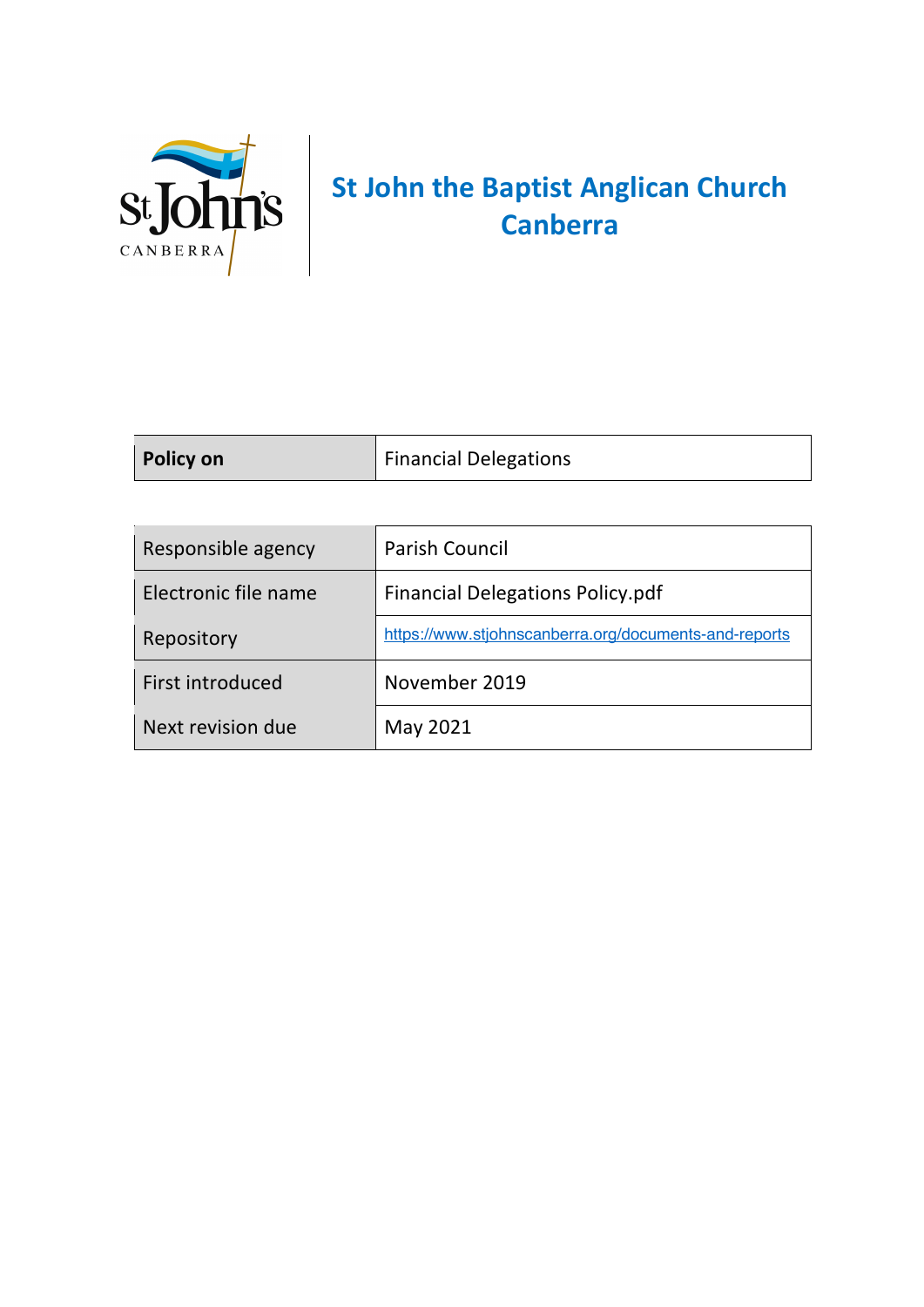# St John the Baptist Anglican Church Canberra

| **Policy on** | Financial Delegations |
|---|---|

| Responsible agency | Parish Council |
|---|---|
| Electronic file name | Financial Delegations Policy.pdf |
| Repository | https://www.stjohnscanberra.org/documents-and-reports |
| First introduced | November 2019 |
| Next revision due | May 2021 |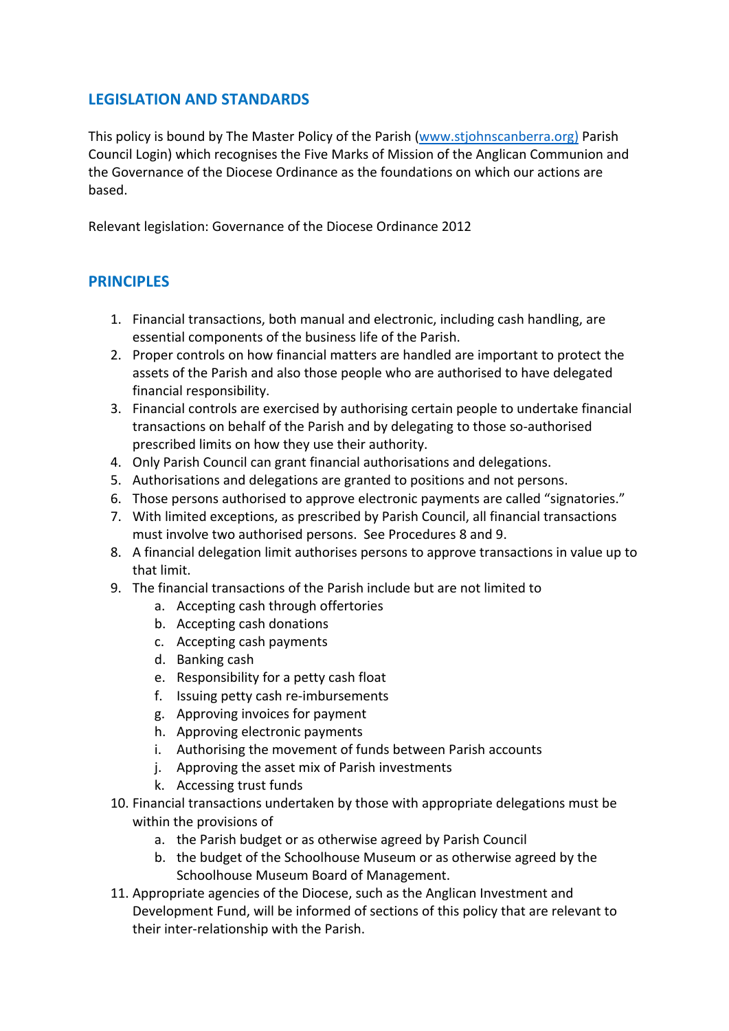## LEGISLATION AND STANDARDS

This policy is bound by The Master Policy of the Parish (www.stjohnscanberra.org) Parish Council Login) which recognises the Five Marks of Mission of the Anglican Communion and the Governance of the Diocese Ordinance as the foundations on which our actions are based.

Relevant legislation: Governance of the Diocese Ordinance 2012

## PRINCIPLES

1. Financial transactions, both manual and electronic, including cash handling, are essential components of the business life of the Parish.
2. Proper controls on how financial matters are handled are important to protect the assets of the Parish and also those people who are authorised to have delegated financial responsibility.
3. Financial controls are exercised by authorising certain people to undertake financial transactions on behalf of the Parish and by delegating to those so-authorised prescribed limits on how they use their authority.
4. Only Parish Council can grant financial authorisations and delegations.
5. Authorisations and delegations are granted to positions and not persons.
6. Those persons authorised to approve electronic payments are called "signatories."
7. With limited exceptions, as prescribed by Parish Council, all financial transactions must involve two authorised persons. See Procedures 8 and 9.
8. A financial delegation limit authorises persons to approve transactions in value up to that limit.
9. The financial transactions of the Parish include but are not limited to
   a. Accepting cash through offertories
   b. Accepting cash donations
   c. Accepting cash payments
   d. Banking cash
   e. Responsibility for a petty cash float
   f. Issuing petty cash re-imbursements
   g. Approving invoices for payment
   h. Approving electronic payments
   i. Authorising the movement of funds between Parish accounts
   j. Approving the asset mix of Parish investments
   k. Accessing trust funds
10. Financial transactions undertaken by those with appropriate delegations must be within the provisions of
    a. the Parish budget or as otherwise agreed by Parish Council
    b. the budget of the Schoolhouse Museum or as otherwise agreed by the Schoolhouse Museum Board of Management.
11. Appropriate agencies of the Diocese, such as the Anglican Investment and Development Fund, will be informed of sections of this policy that are relevant to their inter-relationship with the Parish.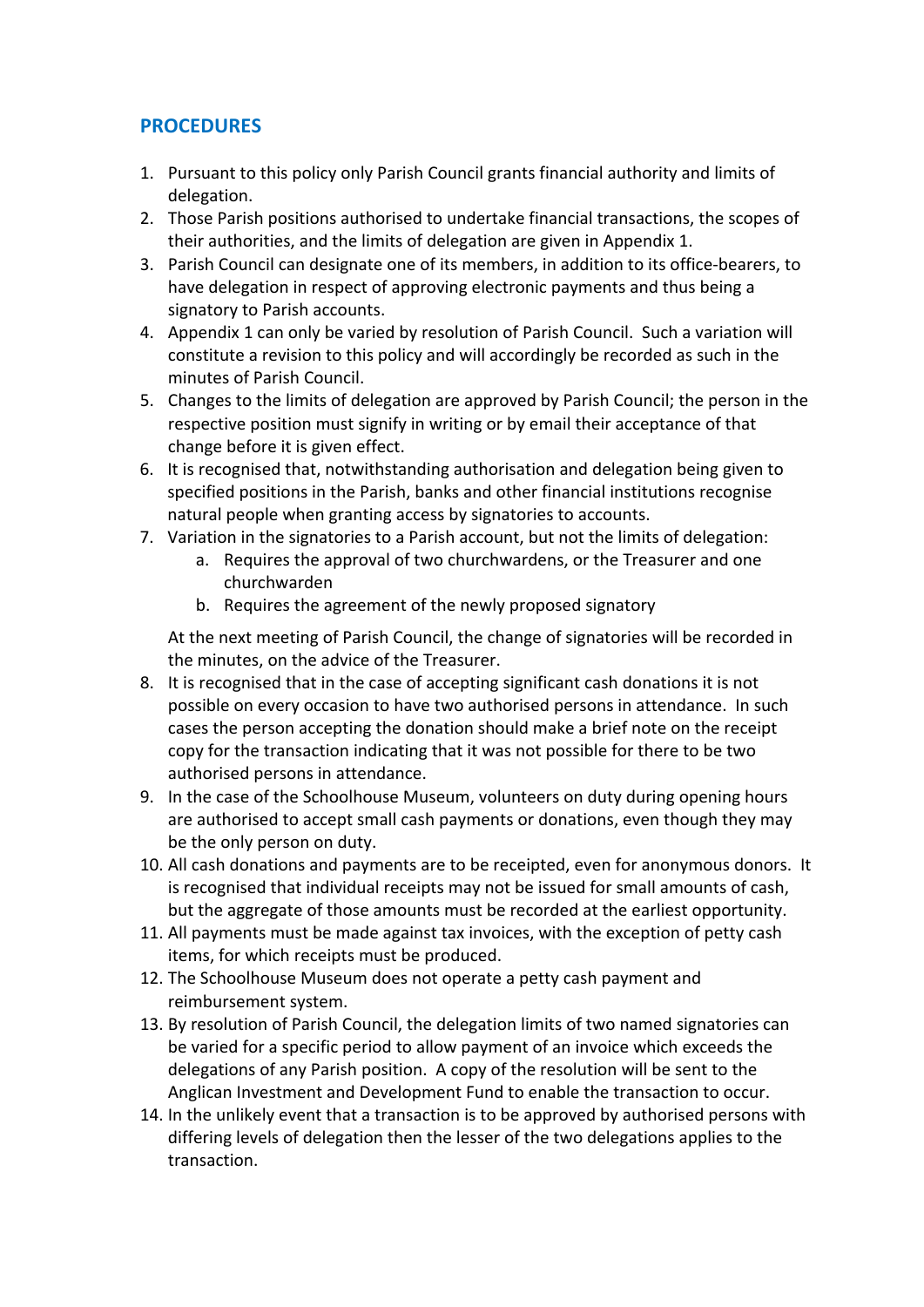## PROCEDURES

1. Pursuant to this policy only Parish Council grants financial authority and limits of delegation.
2. Those Parish positions authorised to undertake financial transactions, the scopes of their authorities, and the limits of delegation are given in Appendix 1.
3. Parish Council can designate one of its members, in addition to its office-bearers, to have delegation in respect of approving electronic payments and thus being a signatory to Parish accounts.
4. Appendix 1 can only be varied by resolution of Parish Council. Such a variation will constitute a revision to this policy and will accordingly be recorded as such in the minutes of Parish Council.
5. Changes to the limits of delegation are approved by Parish Council; the person in the respective position must signify in writing or by email their acceptance of that change before it is given effect.
6. It is recognised that, notwithstanding authorisation and delegation being given to specified positions in the Parish, banks and other financial institutions recognise natural people when granting access by signatories to accounts.
7. Variation in the signatories to a Parish account, but not the limits of delegation:
    a. Requires the approval of two churchwardens, or the Treasurer and one churchwarden
    b. Requires the agreement of the newly proposed signatory

    At the next meeting of Parish Council, the change of signatories will be recorded in the minutes, on the advice of the Treasurer.
8. It is recognised that in the case of accepting significant cash donations it is not possible on every occasion to have two authorised persons in attendance. In such cases the person accepting the donation should make a brief note on the receipt copy for the transaction indicating that it was not possible for there to be two authorised persons in attendance.
9. In the case of the Schoolhouse Museum, volunteers on duty during opening hours are authorised to accept small cash payments or donations, even though they may be the only person on duty.
10. All cash donations and payments are to be receipted, even for anonymous donors. It is recognised that individual receipts may not be issued for small amounts of cash, but the aggregate of those amounts must be recorded at the earliest opportunity.
11. All payments must be made against tax invoices, with the exception of petty cash items, for which receipts must be produced.
12. The Schoolhouse Museum does not operate a petty cash payment and reimbursement system.
13. By resolution of Parish Council, the delegation limits of two named signatories can be varied for a specific period to allow payment of an invoice which exceeds the delegations of any Parish position. A copy of the resolution will be sent to the Anglican Investment and Development Fund to enable the transaction to occur.
14. In the unlikely event that a transaction is to be approved by authorised persons with differing levels of delegation then the lesser of the two delegations applies to the transaction.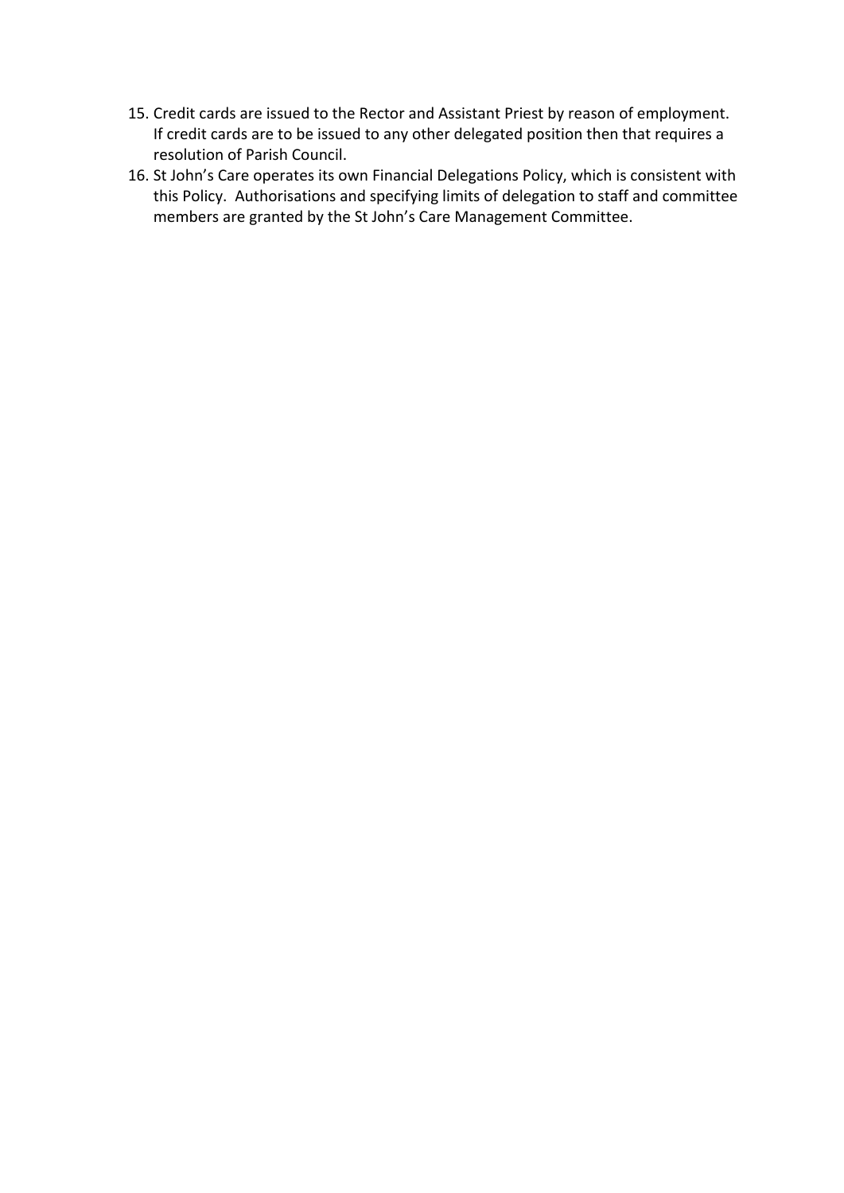15. Credit cards are issued to the Rector and Assistant Priest by reason of employment. If credit cards are to be issued to any other delegated position then that requires a resolution of Parish Council.
16. St John's Care operates its own Financial Delegations Policy, which is consistent with this Policy. Authorisations and specifying limits of delegation to staff and committee members are granted by the St John's Care Management Committee.